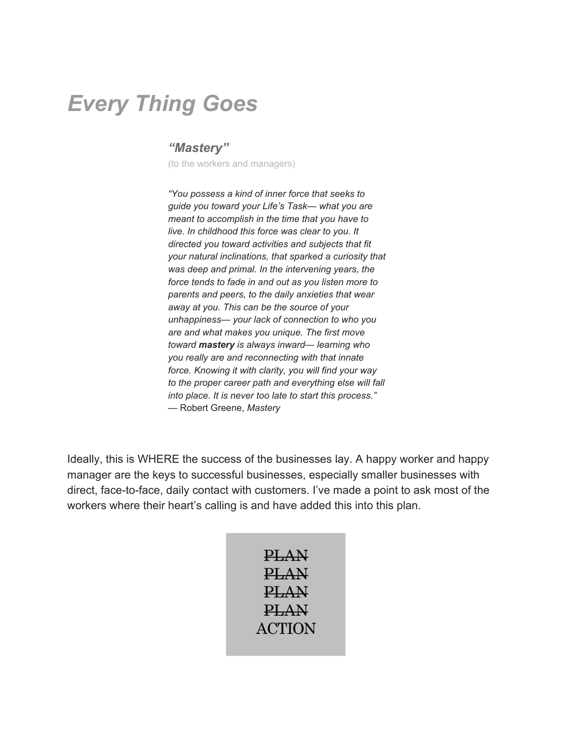# *Every Thing Goes*

### *"Mastery"*

(to the workers and managers)

*"You possess a kind of inner force that seeks to guide you toward your Life's Task— what you are meant to accomplish in the time that you have to live. In childhood this force was clear to you. It directed you toward activities and subjects that fit your natural inclinations, that sparked a curiosity that was deep and primal. In the intervening years, the force tends to fade in and out as you listen more to parents and peers, to the daily anxieties that wear away at you. This can be the source of your unhappiness— your lack of connection to who you are and what makes you unique. The first move toward* ***mastery*** *is always inward— learning who you really are and reconnecting with that innate force. Knowing it with clarity, you will find your way to the proper career path and everything else will fall into place. It is never too late to start this process."*
— Robert Greene, *Mastery*

Ideally, this is WHERE the success of the businesses lay. A happy worker and happy manager are the keys to successful businesses, especially smaller businesses with direct, face-to-face, daily contact with customers. I've made a point to ask most of the workers where their heart's calling is and have added this into this plan.

~~PLAN~~
~~PLAN~~
~~PLAN~~
~~PLAN~~
ACTION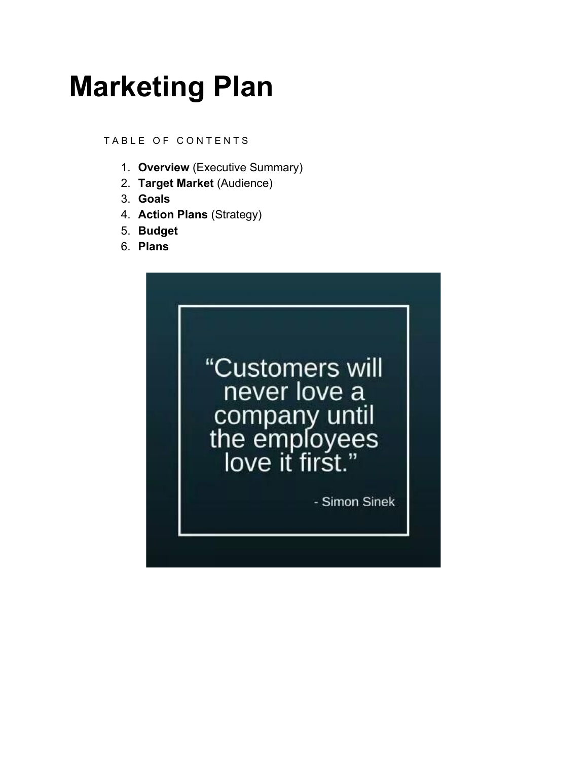# Marketing Plan

TABLE OF CONTENTS

1. **Overview** (Executive Summary)
2. **Target Market** (Audience)
3. **Goals**
4. **Action Plans** (Strategy)
5. **Budget**
6. **Plans**

> "Customers will never love a company until the employees love it first."
>
> - Simon Sinek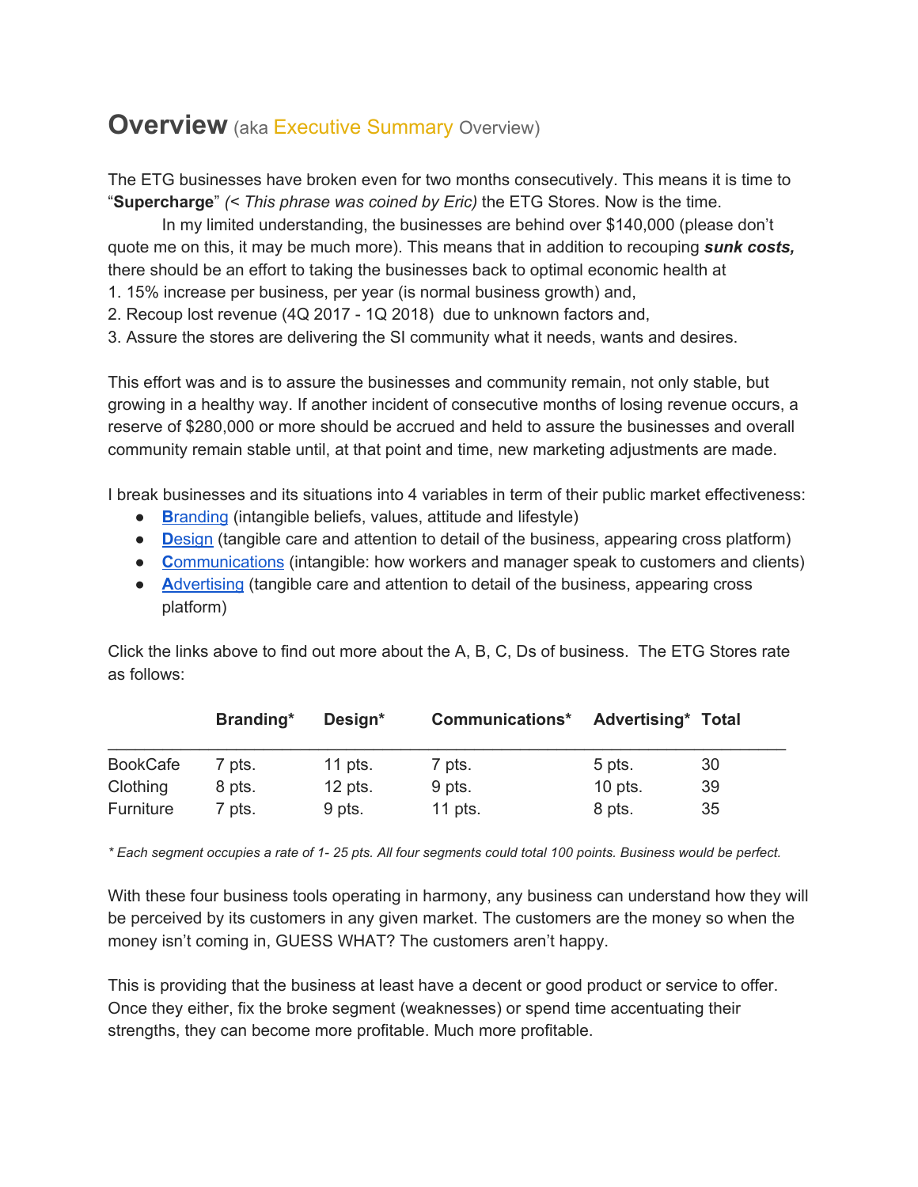# Overview (aka Executive Summary Overview)

The ETG businesses have broken even for two months consecutively. This means it is time to "**Supercharge**" *(< This phrase was coined by Eric)* the ETG Stores. Now is the time.

In my limited understanding, the businesses are behind over $140,000 (please don't quote me on this, it may be much more). This means that in addition to recouping ***sunk costs,*** there should be an effort to taking the businesses back to optimal economic health at

1. 15% increase per business, per year (is normal business growth) and,
2. Recoup lost revenue (4Q 2017 - 1Q 2018) due to unknown factors and,
3. Assure the stores are delivering the SI community what it needs, wants and desires.

This effort was and is to assure the businesses and community remain, not only stable, but growing in a healthy way. If another incident of consecutive months of losing revenue occurs, a reserve of $280,000 or more should be accrued and held to assure the businesses and overall community remain stable until, at that point and time, new marketing adjustments are made.

I break businesses and its situations into 4 variables in term of their public market effectiveness:

- **B**randing (intangible beliefs, values, attitude and lifestyle)
- **D**esign (tangible care and attention to detail of the business, appearing cross platform)
- **C**ommunications (intangible: how workers and manager speak to customers and clients)
- **A**dvertising (tangible care and attention to detail of the business, appearing cross platform)

Click the links above to find out more about the A, B, C, Ds of business. The ETG Stores rate as follows:

| | Branding* | Design* | Communications* | Advertising* | Total |
|---|---|---|---|---|---|
| BookCafe | 7 pts. | 11 pts. | 7 pts. | 5 pts. | 30 |
| Clothing | 8 pts. | 12 pts. | 9 pts. | 10 pts. | 39 |
| Furniture | 7 pts. | 9 pts. | 11 pts. | 8 pts. | 35 |

*\* Each segment occupies a rate of 1- 25 pts. All four segments could total 100 points. Business would be perfect.*

With these four business tools operating in harmony, any business can understand how they will be perceived by its customers in any given market. The customers are the money so when the money isn't coming in, GUESS WHAT? The customers aren't happy.

This is providing that the business at least have a decent or good product or service to offer. Once they either, fix the broke segment (weaknesses) or spend time accentuating their strengths, they can become more profitable. Much more profitable.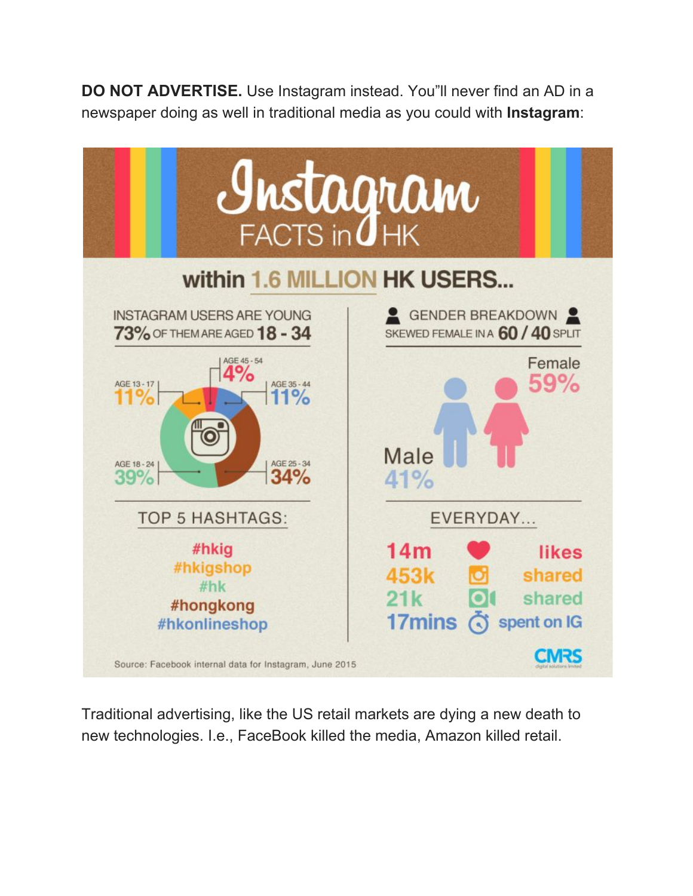**DO NOT ADVERTISE.** Use Instagram instead. You"ll never find an AD in a newspaper doing as well in traditional media as you could with **Instagram**:

# Instagram FACTS in HK

## within 1.6 MILLION HK USERS...

**INSTAGRAM USERS ARE YOUNG**
**73%** OF THEM ARE AGED **18 - 34**

- AGE 13 - 17: 11%
- AGE 18 - 24: 39%
- AGE 25 - 34: 34%
- AGE 35 - 44: 11%
- AGE 45 - 54: 4%

**GENDER BREAKDOWN**
SKEWED FEMALE IN A **60 / 40** SPLIT

- Female 59%
- Male 41%

**TOP 5 HASHTAGS:**

#hkig
#hkigshop
#hk
#hongkong
#hkonlineshop

**EVERYDAY...**

- 14m likes
- 453k shared
- 21k shared
- 17mins spent on IG

Source: Facebook internal data for Instagram, June 2015

CMRS

Traditional advertising, like the US retail markets are dying a new death to new technologies. I.e., FaceBook killed the media, Amazon killed retail.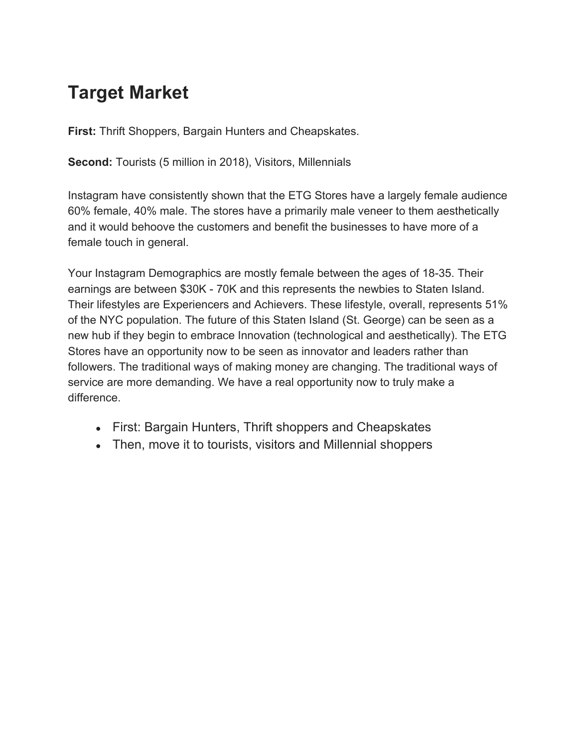# Target Market

**First:** Thrift Shoppers, Bargain Hunters and Cheapskates.

**Second:** Tourists (5 million in 2018), Visitors, Millennials

Instagram have consistently shown that the ETG Stores have a largely female audience 60% female, 40% male. The stores have a primarily male veneer to them aesthetically and it would behoove the customers and benefit the businesses to have more of a female touch in general.

Your Instagram Demographics are mostly female between the ages of 18-35. Their earnings are between $30K - 70K and this represents the newbies to Staten Island. Their lifestyles are Experiencers and Achievers. These lifestyle, overall, represents 51% of the NYC population. The future of this Staten Island (St. George) can be seen as a new hub if they begin to embrace Innovation (technological and aesthetically). The ETG Stores have an opportunity now to be seen as innovator and leaders rather than followers. The traditional ways of making money are changing. The traditional ways of service are more demanding. We have a real opportunity now to truly make a difference.

- First: Bargain Hunters, Thrift shoppers and Cheapskates
- Then, move it to tourists, visitors and Millennial shoppers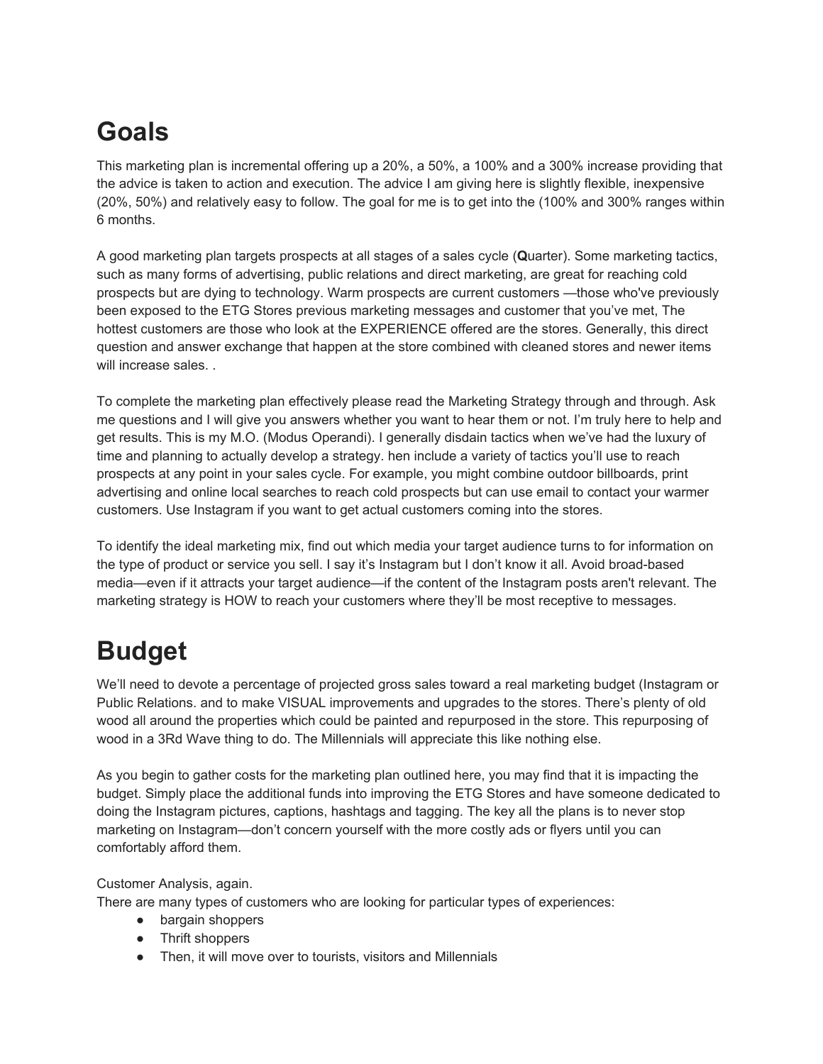# Goals

This marketing plan is incremental offering up a 20%, a 50%, a 100% and a 300% increase providing that the advice is taken to action and execution. The advice I am giving here is slightly flexible, inexpensive (20%, 50%) and relatively easy to follow. The goal for me is to get into the (100% and 300% ranges within 6 months.

A good marketing plan targets prospects at all stages of a sales cycle (**Q**uarter). Some marketing tactics, such as many forms of advertising, public relations and direct marketing, are great for reaching cold prospects but are dying to technology. Warm prospects are current customers —those who've previously been exposed to the ETG Stores previous marketing messages and customer that you've met, The hottest customers are those who look at the EXPERIENCE offered are the stores. Generally, this direct question and answer exchange that happen at the store combined with cleaned stores and newer items will increase sales. .

To complete the marketing plan effectively please read the Marketing Strategy through and through. Ask me questions and I will give you answers whether you want to hear them or not. I'm truly here to help and get results. This is my M.O. (Modus Operandi). I generally disdain tactics when we've had the luxury of time and planning to actually develop a strategy. hen include a variety of tactics you'll use to reach prospects at any point in your sales cycle. For example, you might combine outdoor billboards, print advertising and online local searches to reach cold prospects but can use email to contact your warmer customers. Use Instagram if you want to get actual customers coming into the stores.

To identify the ideal marketing mix, find out which media your target audience turns to for information on the type of product or service you sell. I say it's Instagram but I don't know it all. Avoid broad-based media—even if it attracts your target audience—if the content of the Instagram posts aren't relevant. The marketing strategy is HOW to reach your customers where they'll be most receptive to messages.

# Budget

We'll need to devote a percentage of projected gross sales toward a real marketing budget (Instagram or Public Relations. and to make VISUAL improvements and upgrades to the stores. There's plenty of old wood all around the properties which could be painted and repurposed in the store. This repurposing of wood in a 3Rd Wave thing to do. The Millennials will appreciate this like nothing else.

As you begin to gather costs for the marketing plan outlined here, you may find that it is impacting the budget. Simply place the additional funds into improving the ETG Stores and have someone dedicated to doing the Instagram pictures, captions, hashtags and tagging. The key all the plans is to never stop marketing on Instagram—don't concern yourself with the more costly ads or flyers until you can comfortably afford them.

Customer Analysis, again.
There are many types of customers who are looking for particular types of experiences:

- bargain shoppers
- Thrift shoppers
- Then, it will move over to tourists, visitors and Millennials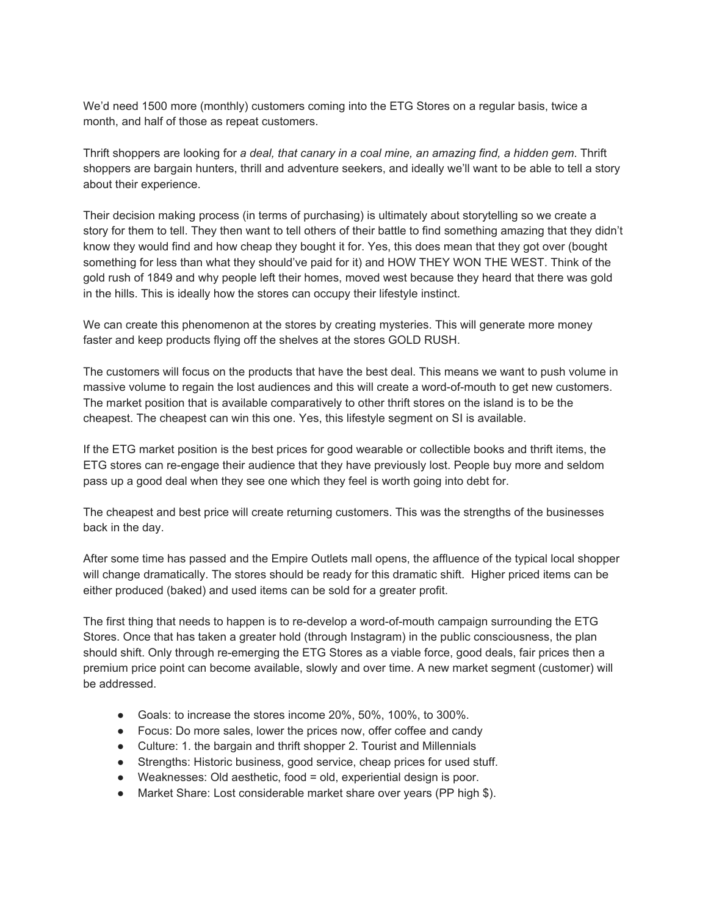We'd need 1500 more (monthly) customers coming into the ETG Stores on a regular basis, twice a month, and half of those as repeat customers.

Thrift shoppers are looking for *a deal, that canary in a coal mine, an amazing find, a hidden gem*. Thrift shoppers are bargain hunters, thrill and adventure seekers, and ideally we'll want to be able to tell a story about their experience.

Their decision making process (in terms of purchasing) is ultimately about storytelling so we create a story for them to tell. They then want to tell others of their battle to find something amazing that they didn't know they would find and how cheap they bought it for. Yes, this does mean that they got over (bought something for less than what they should've paid for it) and HOW THEY WON THE WEST. Think of the gold rush of 1849 and why people left their homes, moved west because they heard that there was gold in the hills. This is ideally how the stores can occupy their lifestyle instinct.

We can create this phenomenon at the stores by creating mysteries. This will generate more money faster and keep products flying off the shelves at the stores GOLD RUSH.

The customers will focus on the products that have the best deal. This means we want to push volume in massive volume to regain the lost audiences and this will create a word-of-mouth to get new customers. The market position that is available comparatively to other thrift stores on the island is to be the cheapest. The cheapest can win this one. Yes, this lifestyle segment on SI is available.

If the ETG market position is the best prices for good wearable or collectible books and thrift items, the ETG stores can re-engage their audience that they have previously lost. People buy more and seldom pass up a good deal when they see one which they feel is worth going into debt for.

The cheapest and best price will create returning customers. This was the strengths of the businesses back in the day.

After some time has passed and the Empire Outlets mall opens, the affluence of the typical local shopper will change dramatically. The stores should be ready for this dramatic shift. Higher priced items can be either produced (baked) and used items can be sold for a greater profit.

The first thing that needs to happen is to re-develop a word-of-mouth campaign surrounding the ETG Stores. Once that has taken a greater hold (through Instagram) in the public consciousness, the plan should shift. Only through re-emerging the ETG Stores as a viable force, good deals, fair prices then a premium price point can become available, slowly and over time. A new market segment (customer) will be addressed.

- Goals: to increase the stores income 20%, 50%, 100%, to 300%.
- Focus: Do more sales, lower the prices now, offer coffee and candy
- Culture: 1. the bargain and thrift shopper 2. Tourist and Millennials
- Strengths: Historic business, good service, cheap prices for used stuff.
- Weaknesses: Old aesthetic, food = old, experiential design is poor.
- Market Share: Lost considerable market share over years (PP high $).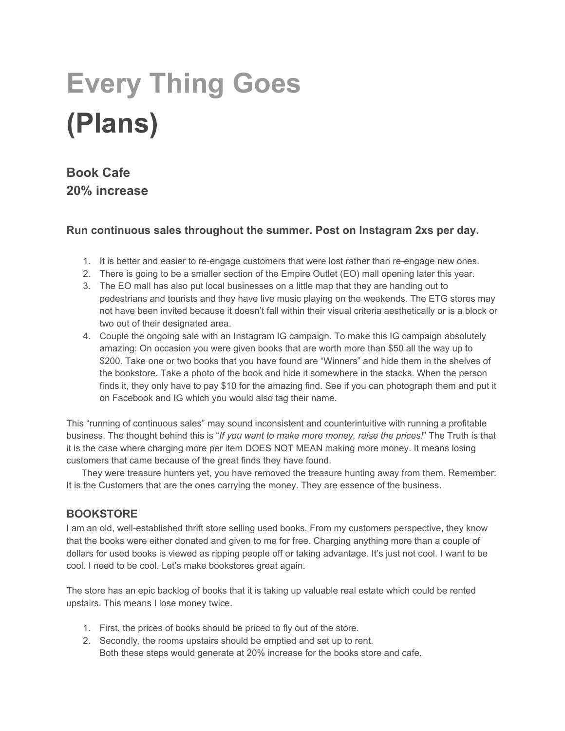# Every Thing Goes
# (Plans)

## Book Cafe
## 20% increase

### Run continuous sales throughout the summer. Post on Instagram 2xs per day.

1. It is better and easier to re-engage customers that were lost rather than re-engage new ones.
2. There is going to be a smaller section of the Empire Outlet (EO) mall opening later this year.
3. The EO mall has also put local businesses on a little map that they are handing out to pedestrians and tourists and they have live music playing on the weekends. The ETG stores may not have been invited because it doesn't fall within their visual criteria aesthetically or is a block or two out of their designated area.
4. Couple the ongoing sale with an Instagram IG campaign. To make this IG campaign absolutely amazing: On occasion you were given books that are worth more than $50 all the way up to $200. Take one or two books that you have found are "Winners" and hide them in the shelves of the bookstore. Take a photo of the book and hide it somewhere in the stacks. When the person finds it, they only have to pay $10 for the amazing find. See if you can photograph them and put it on Facebook and IG which you would also tag their name.

This "running of continuous sales" may sound inconsistent and counterintuitive with running a profitable business. The thought behind this is "*If you want to make more money, raise the prices!*" The Truth is that it is the case where charging more per item DOES NOT MEAN making more money. It means losing customers that came because of the great finds they have found.

They were treasure hunters yet, you have removed the treasure hunting away from them. Remember: It is the Customers that are the ones carrying the money. They are essence of the business.

### BOOKSTORE

I am an old, well-established thrift store selling used books. From my customers perspective, they know that the books were either donated and given to me for free. Charging anything more than a couple of dollars for used books is viewed as ripping people off or taking advantage. It's just not cool. I want to be cool. I need to be cool. Let's make bookstores great again.

The store has an epic backlog of books that it is taking up valuable real estate which could be rented upstairs. This means I lose money twice.

1. First, the prices of books should be priced to fly out of the store.
2. Secondly, the rooms upstairs should be emptied and set up to rent.
   Both these steps would generate at 20% increase for the books store and cafe.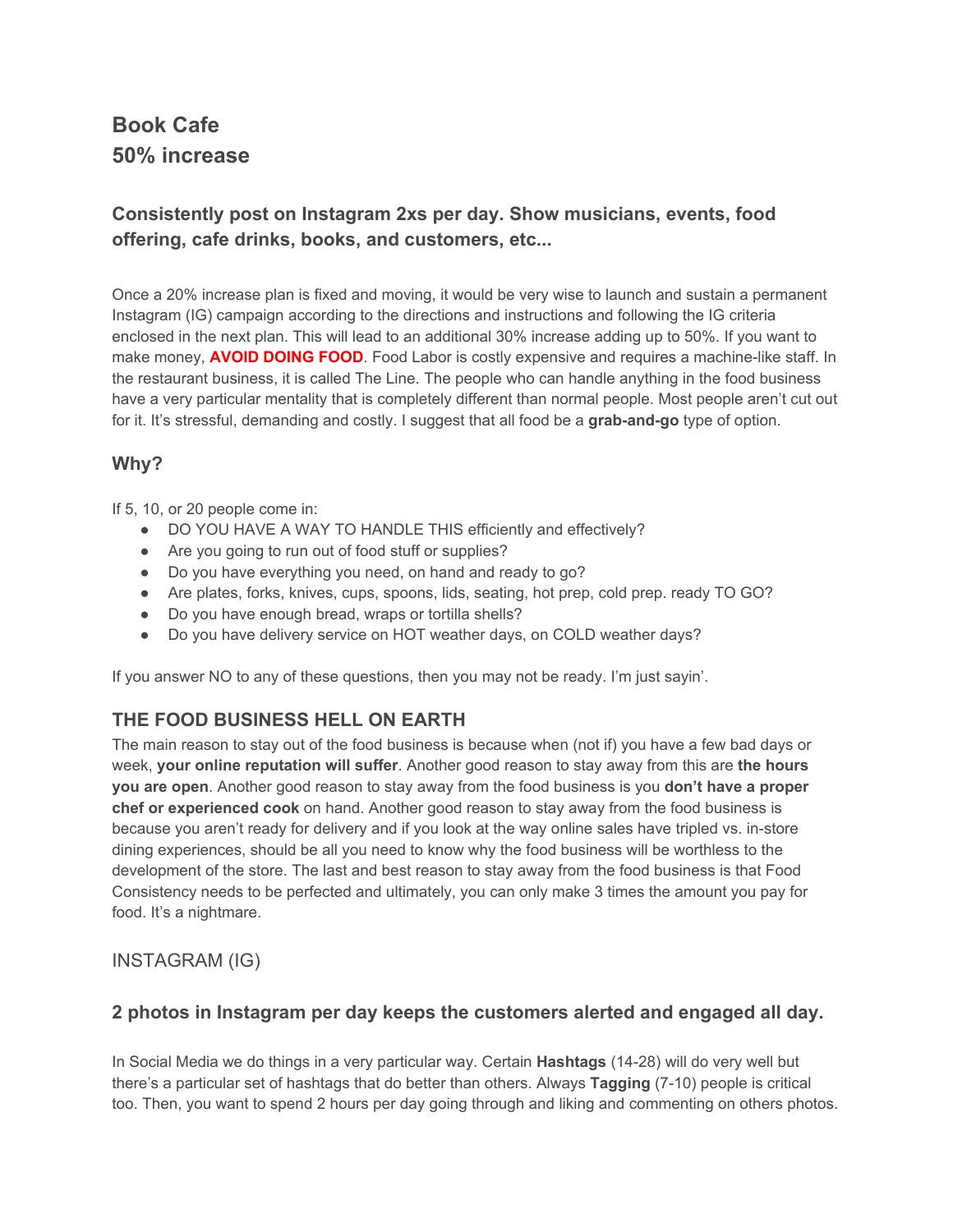# Book Cafe
# 50% increase

### Consistently post on Instagram 2xs per day. Show musicians, events, food offering, cafe drinks, books, and customers, etc...

Once a 20% increase plan is fixed and moving, it would be very wise to launch and sustain a permanent Instagram (IG) campaign according to the directions and instructions and following the IG criteria enclosed in the next plan. This will lead to an additional 30% increase adding up to 50%. If you want to make money, **AVOID DOING FOOD**. Food Labor is costly expensive and requires a machine-like staff. In the restaurant business, it is called The Line. The people who can handle anything in the food business have a very particular mentality that is completely different than normal people. Most people aren't cut out for it. It's stressful, demanding and costly. I suggest that all food be a **grab-and-go** type of option.

### Why?

If 5, 10, or 20 people come in:

- DO YOU HAVE A WAY TO HANDLE THIS efficiently and effectively?
- Are you going to run out of food stuff or supplies?
- Do you have everything you need, on hand and ready to go?
- Are plates, forks, knives, cups, spoons, lids, seating, hot prep, cold prep. ready TO GO?
- Do you have enough bread, wraps or tortilla shells?
- Do you have delivery service on HOT weather days, on COLD weather days?

If you answer NO to any of these questions, then you may not be ready. I'm just sayin'.

### THE FOOD BUSINESS HELL ON EARTH

The main reason to stay out of the food business is because when (not if) you have a few bad days or week, **your online reputation will suffer**. Another good reason to stay away from this are **the hours you are open**. Another good reason to stay away from the food business is you **don't have a proper chef or experienced cook** on hand. Another good reason to stay away from the food business is because you aren't ready for delivery and if you look at the way online sales have tripled vs. in-store dining experiences, should be all you need to know why the food business will be worthless to the development of the store. The last and best reason to stay away from the food business is that Food Consistency needs to be perfected and ultimately, you can only make 3 times the amount you pay for food. It's a nightmare.

### INSTAGRAM (IG)

### 2 photos in Instagram per day keeps the customers alerted and engaged all day.

In Social Media we do things in a very particular way. Certain **Hashtags** (14-28) will do very well but there's a particular set of hashtags that do better than others. Always **Tagging** (7-10) people is critical too. Then, you want to spend 2 hours per day going through and liking and commenting on others photos.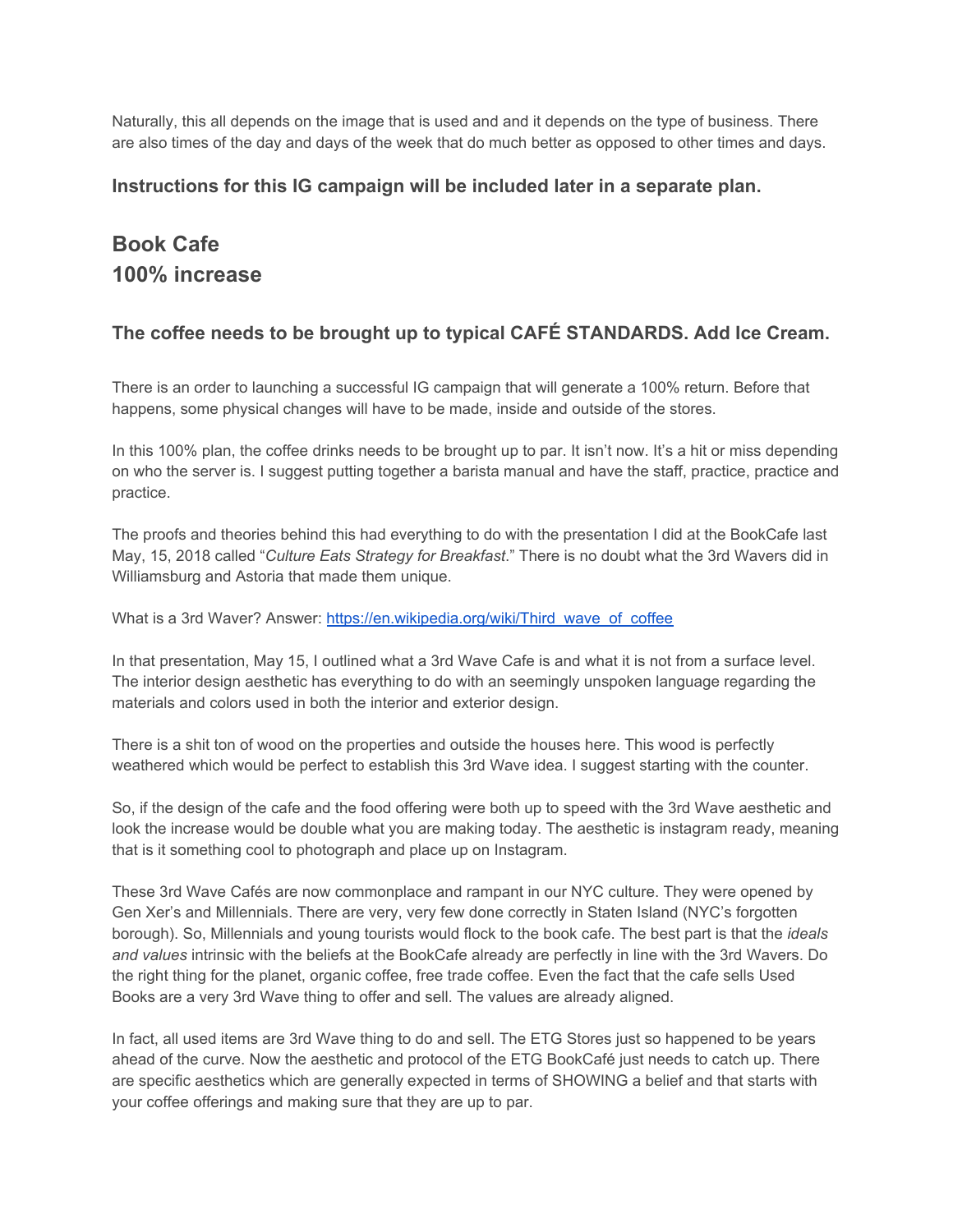Naturally, this all depends on the image that is used and and it depends on the type of business. There are also times of the day and days of the week that do much better as opposed to other times and days.

### Instructions for this IG campaign will be included later in a separate plan.

## Book Cafe
## 100% increase

### The coffee needs to be brought up to typical CAFÉ STANDARDS. Add Ice Cream.

There is an order to launching a successful IG campaign that will generate a 100% return. Before that happens, some physical changes will have to be made, inside and outside of the stores.

In this 100% plan, the coffee drinks needs to be brought up to par. It isn't now. It's a hit or miss depending on who the server is. I suggest putting together a barista manual and have the staff, practice, practice and practice.

The proofs and theories behind this had everything to do with the presentation I did at the BookCafe last May, 15, 2018 called "*Culture Eats Strategy for Breakfast*." There is no doubt what the 3rd Wavers did in Williamsburg and Astoria that made them unique.

What is a 3rd Waver? Answer: https://en.wikipedia.org/wiki/Third_wave_of_coffee

In that presentation, May 15, I outlined what a 3rd Wave Cafe is and what it is not from a surface level. The interior design aesthetic has everything to do with an seemingly unspoken language regarding the materials and colors used in both the interior and exterior design.

There is a shit ton of wood on the properties and outside the houses here. This wood is perfectly weathered which would be perfect to establish this 3rd Wave idea. I suggest starting with the counter.

So, if the design of the cafe and the food offering were both up to speed with the 3rd Wave aesthetic and look the increase would be double what you are making today. The aesthetic is instagram ready, meaning that is it something cool to photograph and place up on Instagram.

These 3rd Wave Cafés are now commonplace and rampant in our NYC culture. They were opened by Gen Xer's and Millennials. There are very, very few done correctly in Staten Island (NYC's forgotten borough). So, Millennials and young tourists would flock to the book cafe. The best part is that the *ideals and values* intrinsic with the beliefs at the BookCafe already are perfectly in line with the 3rd Wavers. Do the right thing for the planet, organic coffee, free trade coffee. Even the fact that the cafe sells Used Books are a very 3rd Wave thing to offer and sell. The values are already aligned.

In fact, all used items are 3rd Wave thing to do and sell. The ETG Stores just so happened to be years ahead of the curve. Now the aesthetic and protocol of the ETG BookCafé just needs to catch up. There are specific aesthetics which are generally expected in terms of SHOWING a belief and that starts with your coffee offerings and making sure that they are up to par.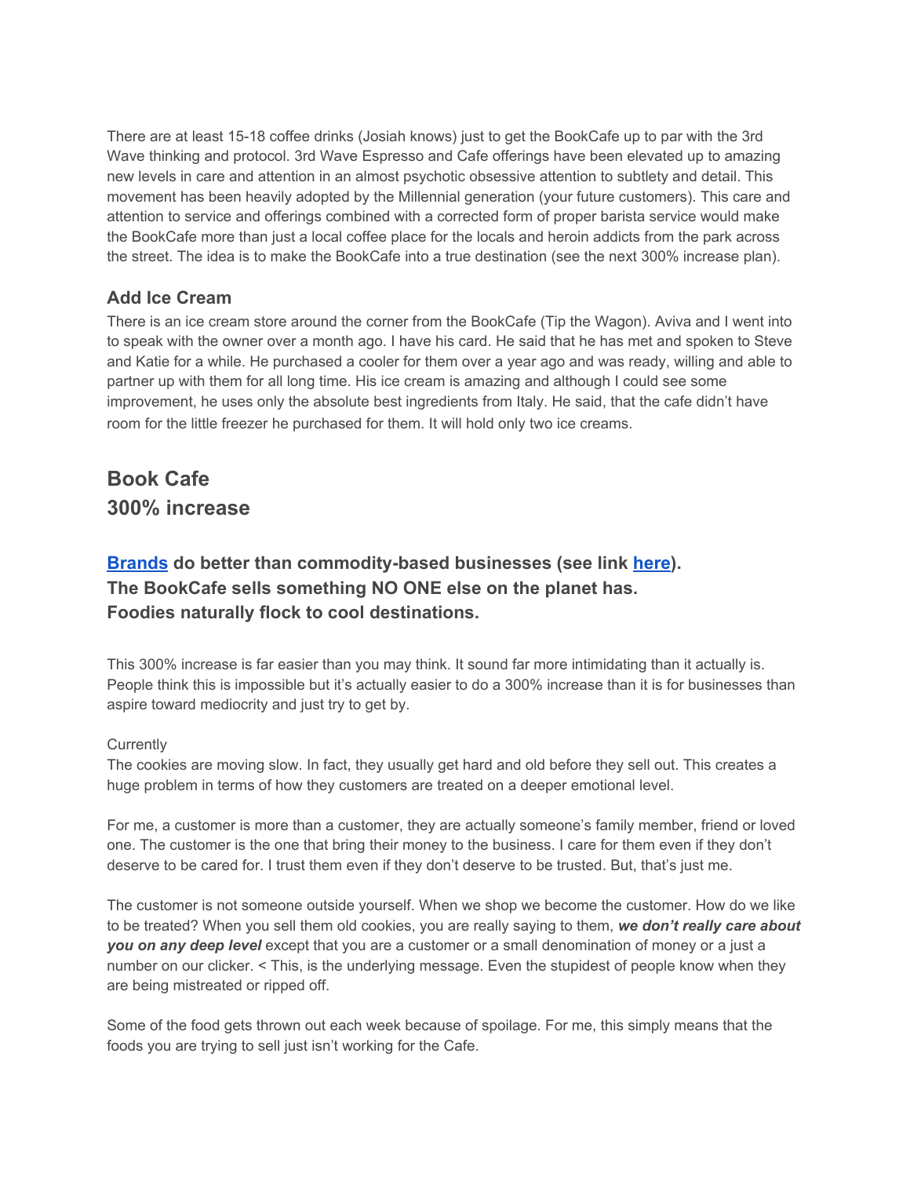There are at least 15-18 coffee drinks (Josiah knows) just to get the BookCafe up to par with the 3rd Wave thinking and protocol. 3rd Wave Espresso and Cafe offerings have been elevated up to amazing new levels in care and attention in an almost psychotic obsessive attention to subtlety and detail. This movement has been heavily adopted by the Millennial generation (your future customers). This care and attention to service and offerings combined with a corrected form of proper barista service would make the BookCafe more than just a local coffee place for the locals and heroin addicts from the park across the street. The idea is to make the BookCafe into a true destination (see the next 300% increase plan).

### Add Ice Cream

There is an ice cream store around the corner from the BookCafe (Tip the Wagon). Aviva and I went into to speak with the owner over a month ago. I have his card. He said that he has met and spoken to Steve and Katie for a while. He purchased a cooler for them over a year ago and was ready, willing and able to partner up with them for all long time. His ice cream is amazing and although I could see some improvement, he uses only the absolute best ingredients from Italy. He said, that the cafe didn't have room for the little freezer he purchased for them. It will hold only two ice creams.

## Book Cafe
## 300% increase

### Brands do better than commodity-based businesses (see link here).
### The BookCafe sells something NO ONE else on the planet has.
### Foodies naturally flock to cool destinations.

This 300% increase is far easier than you may think. It sound far more intimidating than it actually is. People think this is impossible but it's actually easier to do a 300% increase than it is for businesses than aspire toward mediocrity and just try to get by.

Currently
The cookies are moving slow. In fact, they usually get hard and old before they sell out. This creates a huge problem in terms of how they customers are treated on a deeper emotional level.

For me, a customer is more than a customer, they are actually someone's family member, friend or loved one. The customer is the one that bring their money to the business. I care for them even if they don't deserve to be cared for. I trust them even if they don't deserve to be trusted. But, that's just me.

The customer is not someone outside yourself. When we shop we become the customer. How do we like to be treated? When you sell them old cookies, you are really saying to them, ***we don't really care about you on any deep level*** except that you are a customer or a small denomination of money or a just a number on our clicker. < This, is the underlying message. Even the stupidest of people know when they are being mistreated or ripped off.

Some of the food gets thrown out each week because of spoilage. For me, this simply means that the foods you are trying to sell just isn't working for the Cafe.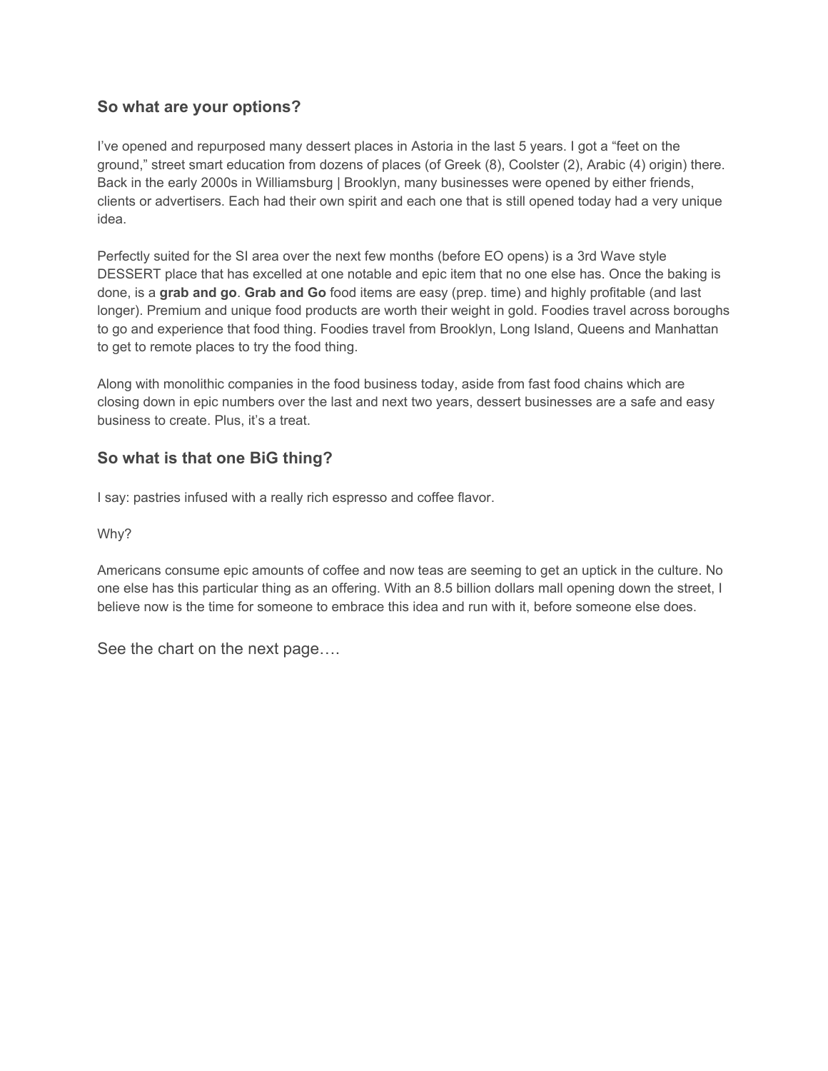## So what are your options?

I've opened and repurposed many dessert places in Astoria in the last 5 years. I got a "feet on the ground," street smart education from dozens of places (of Greek (8), Coolster (2), Arabic (4) origin) there. Back in the early 2000s in Williamsburg | Brooklyn, many businesses were opened by either friends, clients or advertisers. Each had their own spirit and each one that is still opened today had a very unique idea.

Perfectly suited for the SI area over the next few months (before EO opens) is a 3rd Wave style DESSERT place that has excelled at one notable and epic item that no one else has. Once the baking is done, is a **grab and go**. **Grab and Go** food items are easy (prep. time) and highly profitable (and last longer). Premium and unique food products are worth their weight in gold. Foodies travel across boroughs to go and experience that food thing. Foodies travel from Brooklyn, Long Island, Queens and Manhattan to get to remote places to try the food thing.

Along with monolithic companies in the food business today, aside from fast food chains which are closing down in epic numbers over the last and next two years, dessert businesses are a safe and easy business to create. Plus, it's a treat.

## So what is that one BiG thing?

I say: pastries infused with a really rich espresso and coffee flavor.

Why?

Americans consume epic amounts of coffee and now teas are seeming to get an uptick in the culture. No one else has this particular thing as an offering. With an 8.5 billion dollars mall opening down the street, I believe now is the time for someone to embrace this idea and run with it, before someone else does.

See the chart on the next page….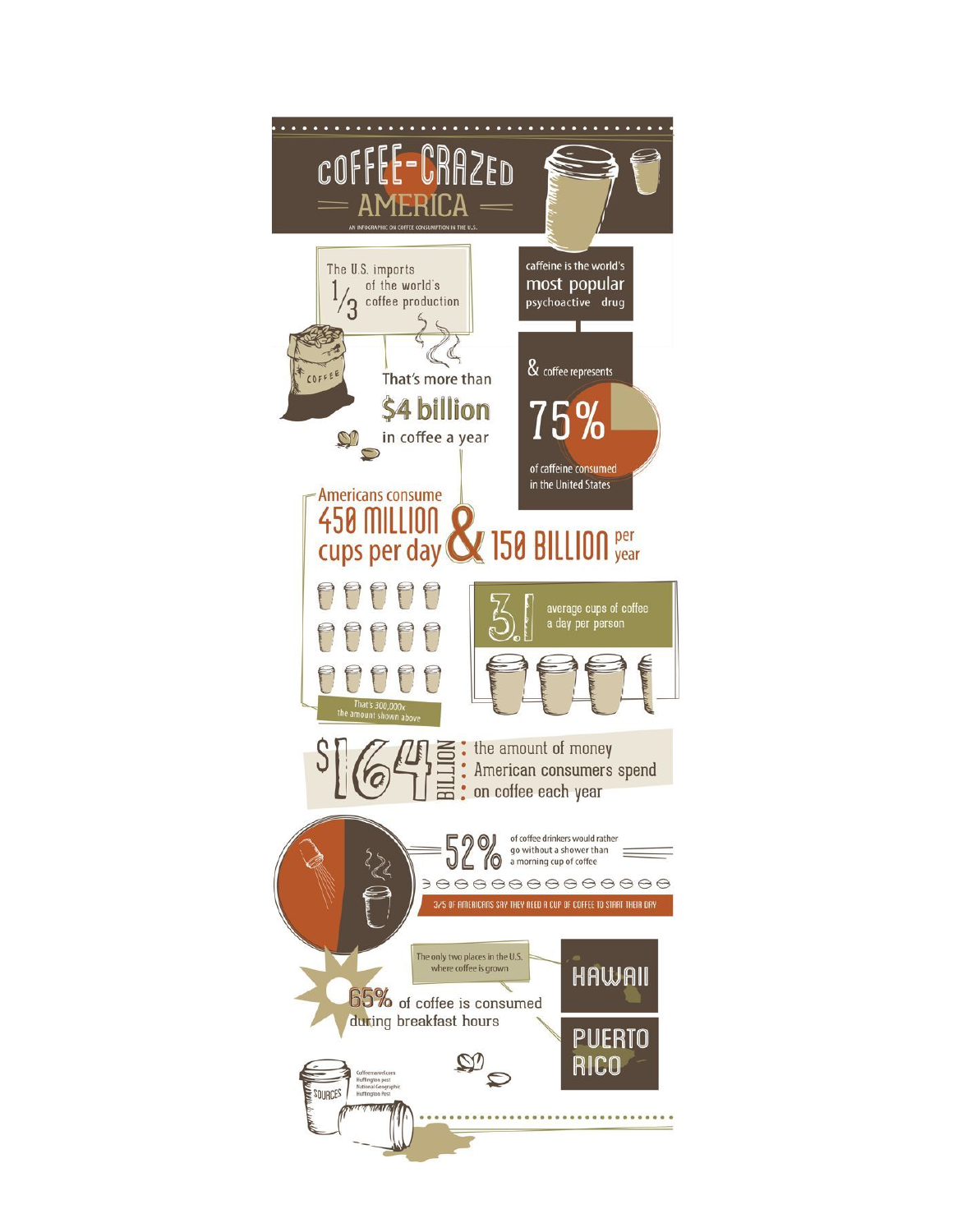# COFFEE-CRAZED AMERICA

AN INFOGRAPHIC ON COFFEE CONSUMPTION IN THE U.S.

The U.S. imports 1/3 of the world's coffee production

That's more than **$4 billion** in coffee a year

caffeine is the world's most popular psychoactive drug

& coffee represents **75%** of caffeine consumed in the United States

Americans consume **450 MILLION** cups per day & **150 BILLION** per year

That's 300,000x the amount shown above

**3.1** average cups of coffee a day per person

**$164 BILLION**: the amount of money American consumers spend on coffee each year

**52%** of coffee drinkers would rather go without a shower than a morning cup of coffee

3/5 OF AMERICANS SAY THEY NEED A CUP OF COFFEE TO START THEIR DAY

The only two places in the U.S. where coffee is grown

HAWAII

PUERTO RICO

**65%** of coffee is consumed during breakfast hours

SOURCES

Coffeemaniel.com
Huffington post
National Geographic
Huffington Post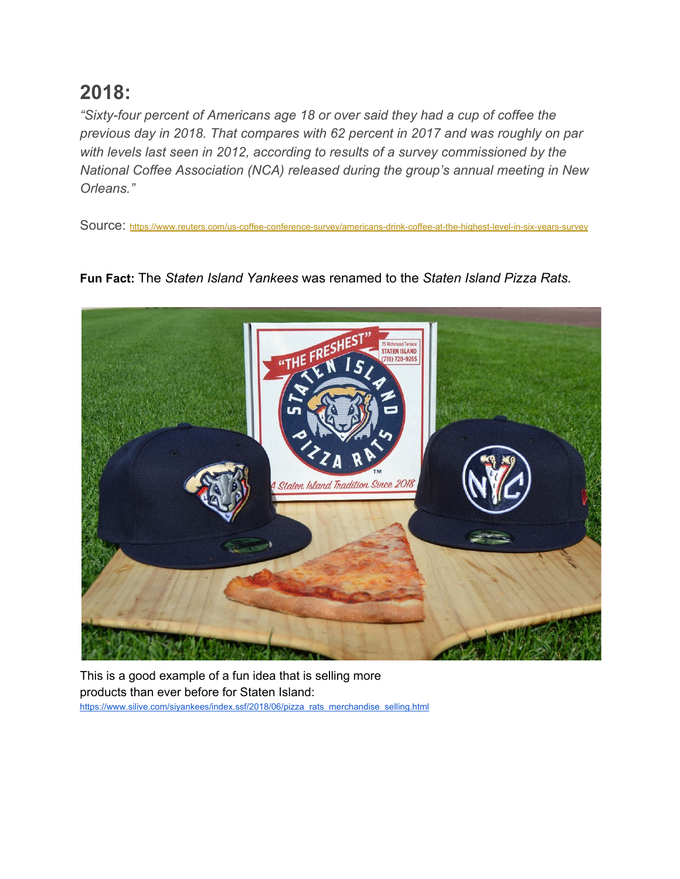## 2018:

*"Sixty-four percent of Americans age 18 or over said they had a cup of coffee the previous day in 2018. That compares with 62 percent in 2017 and was roughly on par with levels last seen in 2012, according to results of a survey commissioned by the National Coffee Association (NCA) released during the group's annual meeting in New Orleans."*

Source: https://www.reuters.com/us-coffee-conference-survey/americans-drink-coffee-at-the-highest-level-in-six-years-survey

**Fun Fact:** The *Staten Island Yankees* was renamed to the *Staten Island Pizza Rats.*

This is a good example of a fun idea that is selling more products than ever before for Staten Island: https://www.silive.com/siyankees/index.ssf/2018/06/pizza_rats_merchandise_selling.html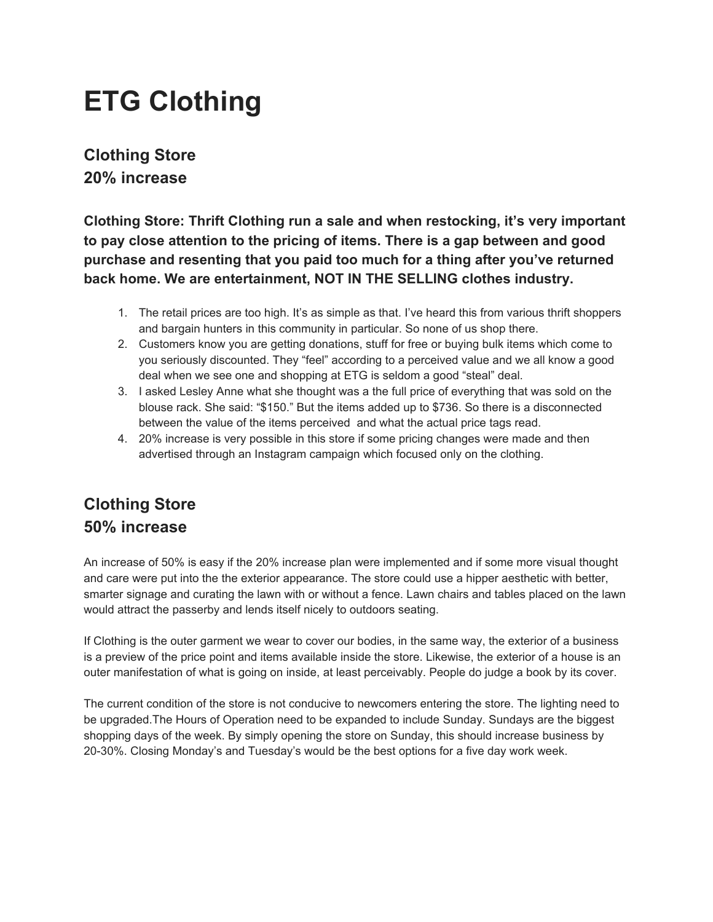# ETG Clothing

## Clothing Store
## 20% increase

**Clothing Store: Thrift Clothing run a sale and when restocking, it's very important to pay close attention to the pricing of items. There is a gap between and good purchase and resenting that you paid too much for a thing after you've returned back home. We are entertainment, NOT IN THE SELLING clothes industry.**

1. The retail prices are too high. It's as simple as that. I've heard this from various thrift shoppers and bargain hunters in this community in particular. So none of us shop there.
2. Customers know you are getting donations, stuff for free or buying bulk items which come to you seriously discounted. They "feel" according to a perceived value and we all know a good deal when we see one and shopping at ETG is seldom a good "steal" deal.
3. I asked Lesley Anne what she thought was a the full price of everything that was sold on the blouse rack. She said: "$150." But the items added up to $736. So there is a disconnected between the value of the items perceived and what the actual price tags read.
4. 20% increase is very possible in this store if some pricing changes were made and then advertised through an Instagram campaign which focused only on the clothing.

## Clothing Store
## 50% increase

An increase of 50% is easy if the 20% increase plan were implemented and if some more visual thought and care were put into the the exterior appearance. The store could use a hipper aesthetic with better, smarter signage and curating the lawn with or without a fence. Lawn chairs and tables placed on the lawn would attract the passerby and lends itself nicely to outdoors seating.

If Clothing is the outer garment we wear to cover our bodies, in the same way, the exterior of a business is a preview of the price point and items available inside the store. Likewise, the exterior of a house is an outer manifestation of what is going on inside, at least perceivably. People do judge a book by its cover.

The current condition of the store is not conducive to newcomers entering the store. The lighting need to be upgraded.The Hours of Operation need to be expanded to include Sunday. Sundays are the biggest shopping days of the week. By simply opening the store on Sunday, this should increase business by 20-30%. Closing Monday's and Tuesday's would be the best options for a five day work week.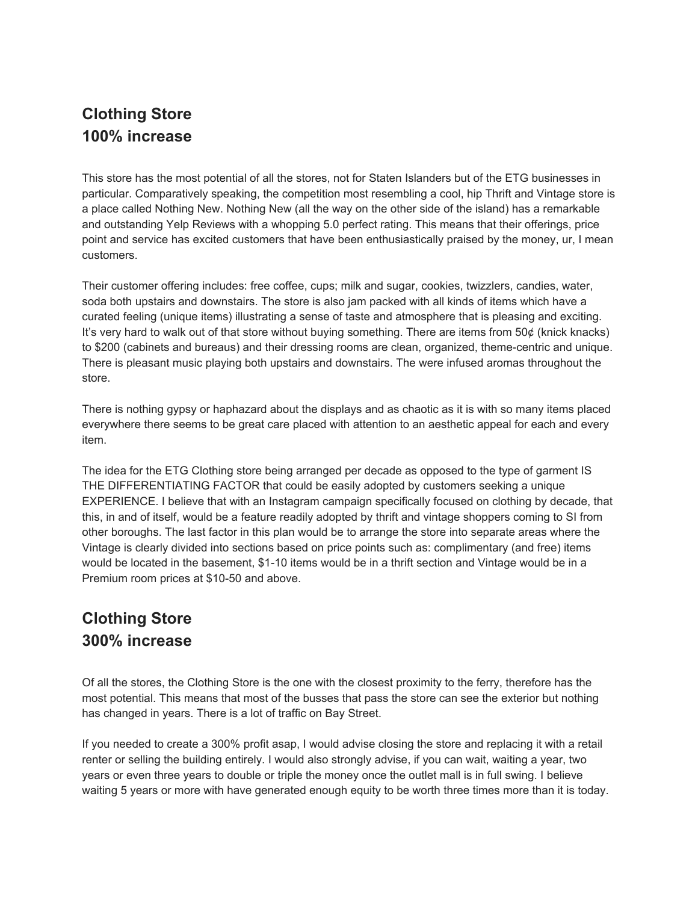## Clothing Store
## 100% increase

This store has the most potential of all the stores, not for Staten Islanders but of the ETG businesses in particular. Comparatively speaking, the competition most resembling a cool, hip Thrift and Vintage store is a place called Nothing New. Nothing New (all the way on the other side of the island) has a remarkable and outstanding Yelp Reviews with a whopping 5.0 perfect rating. This means that their offerings, price point and service has excited customers that have been enthusiastically praised by the money, ur, I mean customers.

Their customer offering includes: free coffee, cups; milk and sugar, cookies, twizzlers, candies, water, soda both upstairs and downstairs. The store is also jam packed with all kinds of items which have a curated feeling (unique items) illustrating a sense of taste and atmosphere that is pleasing and exciting. It's very hard to walk out of that store without buying something. There are items from 50¢ (knick knacks) to $200 (cabinets and bureaus) and their dressing rooms are clean, organized, theme-centric and unique. There is pleasant music playing both upstairs and downstairs. The were infused aromas throughout the store.

There is nothing gypsy or haphazard about the displays and as chaotic as it is with so many items placed everywhere there seems to be great care placed with attention to an aesthetic appeal for each and every item.

The idea for the ETG Clothing store being arranged per decade as opposed to the type of garment IS THE DIFFERENTIATING FACTOR that could be easily adopted by customers seeking a unique EXPERIENCE. I believe that with an Instagram campaign specifically focused on clothing by decade, that this, in and of itself, would be a feature readily adopted by thrift and vintage shoppers coming to SI from other boroughs. The last factor in this plan would be to arrange the store into separate areas where the Vintage is clearly divided into sections based on price points such as: complimentary (and free) items would be located in the basement, $1-10 items would be in a thrift section and Vintage would be in a Premium room prices at $10-50 and above.

## Clothing Store
## 300% increase

Of all the stores, the Clothing Store is the one with the closest proximity to the ferry, therefore has the most potential. This means that most of the busses that pass the store can see the exterior but nothing has changed in years. There is a lot of traffic on Bay Street.

If you needed to create a 300% profit asap, I would advise closing the store and replacing it with a retail renter or selling the building entirely. I would also strongly advise, if you can wait, waiting a year, two years or even three years to double or triple the money once the outlet mall is in full swing. I believe waiting 5 years or more with have generated enough equity to be worth three times more than it is today.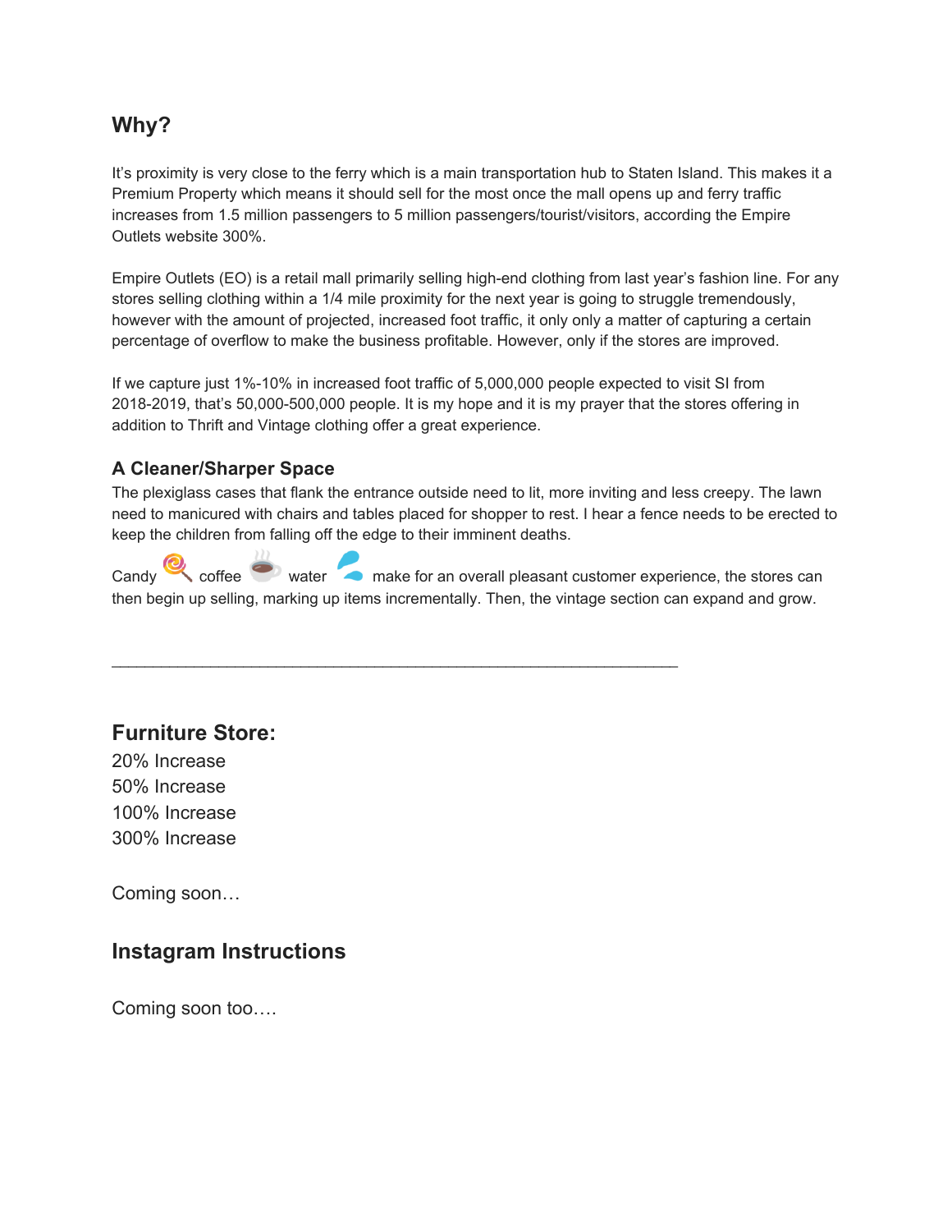## Why?

It's proximity is very close to the ferry which is a main transportation hub to Staten Island. This makes it a Premium Property which means it should sell for the most once the mall opens up and ferry traffic increases from 1.5 million passengers to 5 million passengers/tourist/visitors, according the Empire Outlets website 300%.

Empire Outlets (EO) is a retail mall primarily selling high-end clothing from last year's fashion line. For any stores selling clothing within a 1/4 mile proximity for the next year is going to struggle tremendously, however with the amount of projected, increased foot traffic, it only only a matter of capturing a certain percentage of overflow to make the business profitable. However, only if the stores are improved.

If we capture just 1%-10% in increased foot traffic of 5,000,000 people expected to visit SI from 2018-2019, that's 50,000-500,000 people. It is my hope and it is my prayer that the stores offering in addition to Thrift and Vintage clothing offer a great experience.

### A Cleaner/Sharper Space

The plexiglass cases that flank the entrance outside need to lit, more inviting and less creepy. The lawn need to manicured with chairs and tables placed for shopper to rest. I hear a fence needs to be erected to keep the children from falling off the edge to their imminent deaths.

Candy 🍭 coffee ☕ water 💦 make for an overall pleasant customer experience, the stores can then begin up selling, marking up items incrementally. Then, the vintage section can expand and grow.

---

## Furniture Store:

20% Increase
50% Increase
100% Increase
300% Increase

Coming soon…

## Instagram Instructions

Coming soon too….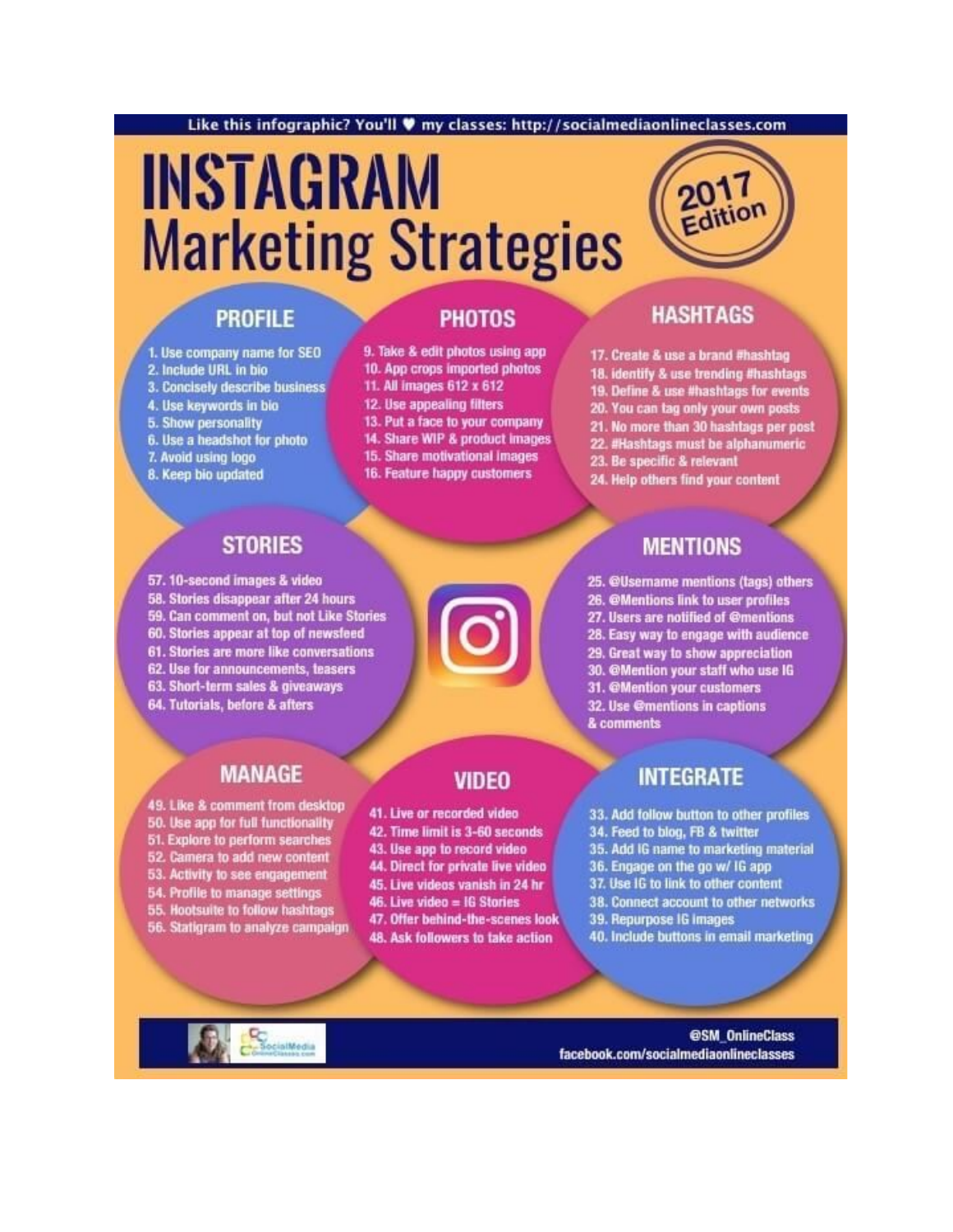Like this infographic? You'll ♥ my classes: http://socialmediaonlineclasses.com

# INSTAGRAM Marketing Strategies

2017 Edition

## PROFILE

1. Use company name for SEO
2. Include URL in bio
3. Concisely describe business
4. Use keywords in bio
5. Show personality
6. Use a headshot for photo
7. Avoid using logo
8. Keep bio updated

## PHOTOS

9. Take & edit photos using app
10. App crops imported photos
11. All images 612 x 612
12. Use appealing filters
13. Put a face to your company
14. Share WIP & product images
15. Share motivational images
16. Feature happy customers

## HASHTAGS

17. Create & use a brand #hashtag
18. identify & use trending #hashtags
19. Define & use #hashtags for events
20. You can tag only your own posts
21. No more than 30 hashtags per post
22. #Hashtags must be alphanumeric
23. Be specific & relevant
24. Help others find your content

## MENTIONS

25. @Username mentions (tags) others
26. @Mentions link to user profiles
27. Users are notified of @mentions
28. Easy way to engage with audience
29. Great way to show appreciation
30. @Mention your staff who use IG
31. @Mention your customers
32. Use @mentions in captions & comments

## INTEGRATE

33. Add follow button to other profiles
34. Feed to blog, FB & twitter
35. Add IG name to marketing material
36. Engage on the go w/ IG app
37. Use IG to link to other content
38. Connect account to other networks
39. Repurpose IG images
40. Include buttons in email marketing

## VIDEO

41. Live or recorded video
42. Time limit is 3-60 seconds
43. Use app to record video
44. Direct for private live video
45. Live videos vanish in 24 hr
46. Live video = IG Stories
47. Offer behind-the-scenes look
48. Ask followers to take action

## MANAGE

49. Like & comment from desktop
50. Use app for full functionality
51. Explore to perform searches
52. Camera to add new content
53. Activity to see engagement
54. Profile to manage settings
55. Hootsuite to follow hashtags
56. Statigram to analyze campaign

## STORIES

57. 10-second images & video
58. Stories disappear after 24 hours
59. Can comment on, but not Like Stories
60. Stories appear at top of newsfeed
61. Stories are more like conversations
62. Use for announcements, teasers
63. Short-term sales & giveaways
64. Tutorials, before & afters

@SM_OnlineClass
facebook.com/socialmediaonlineclasses